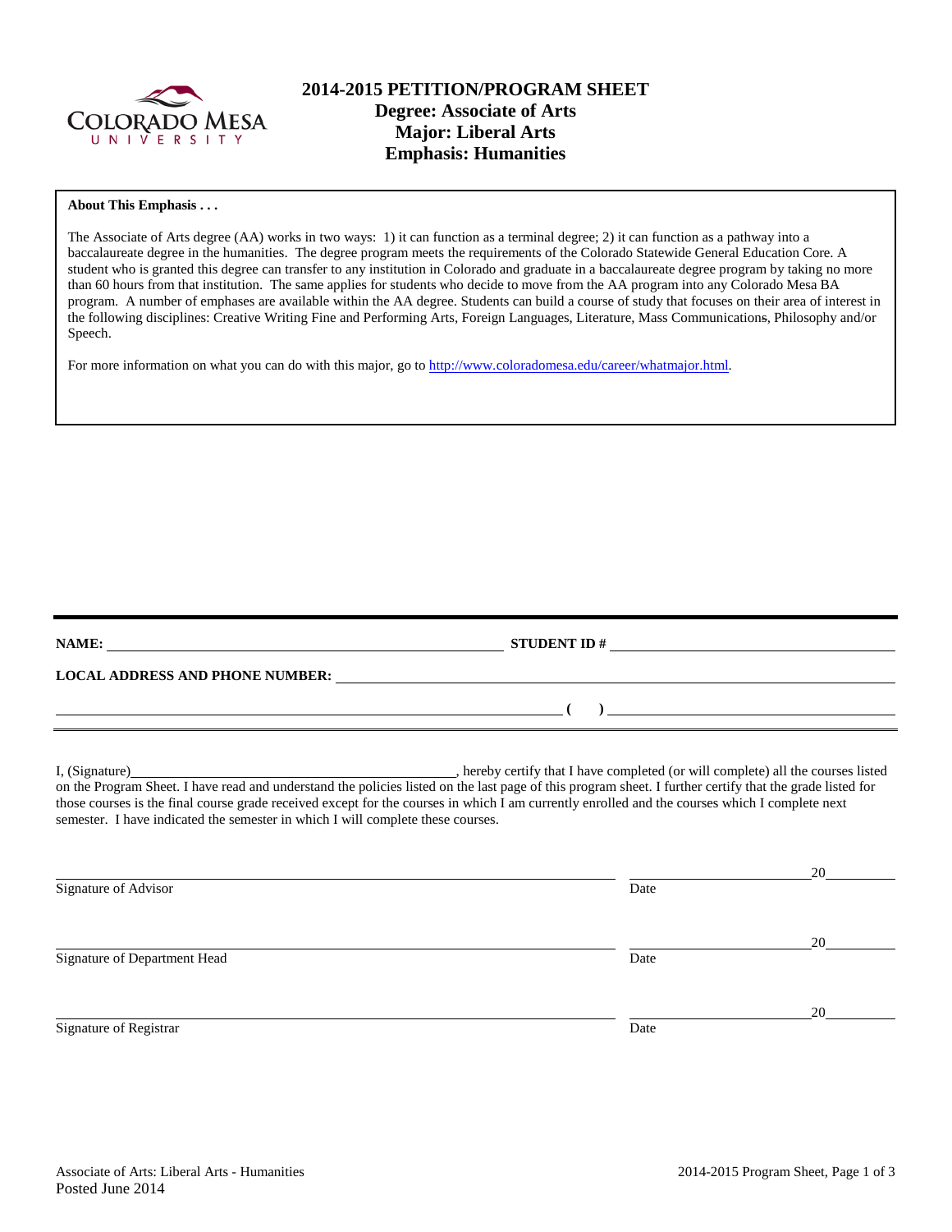# 2014-2015 PETITION/PROGRAM SHEET
## Degree: Associate of Arts
## Major: Liberal Arts
## Emphasis: Humanities

**About This Emphasis . . .**

The Associate of Arts degree (AA) works in two ways: 1) it can function as a terminal degree; 2) it can function as a pathway into a baccalaureate degree in the humanities. The degree program meets the requirements of the Colorado Statewide General Education Core. A student who is granted this degree can transfer to any institution in Colorado and graduate in a baccalaureate degree program by taking no more than 60 hours from that institution. The same applies for students who decide to move from the AA program into any Colorado Mesa BA program. A number of emphases are available within the AA degree. Students can build a course of study that focuses on their area of interest in the following disciplines: Creative Writing Fine and Performing Arts, Foreign Languages, Literature, Mass Communications, Philosophy and/or Speech.

For more information on what you can do with this major, go to http://www.coloradomesa.edu/career/whatmajor.html.

---

**NAME:** ______________________ **STUDENT ID #** ______________________

**LOCAL ADDRESS AND PHONE NUMBER:** ______________________

______________________ **( )** ______________________

I, (Signature)______________________, hereby certify that I have completed (or will complete) all the courses listed on the Program Sheet. I have read and understand the policies listed on the last page of this program sheet. I further certify that the grade listed for those courses is the final course grade received except for the courses in which I am currently enrolled and the courses which I complete next semester. I have indicated the semester in which I will complete these courses.

______________________ ______________ 20______
Signature of Advisor Date

______________________ ______________ 20______
Signature of Department Head Date

______________________ ______________ 20______
Signature of Registrar Date

Associate of Arts: Liberal Arts - Humanities
Posted June 2014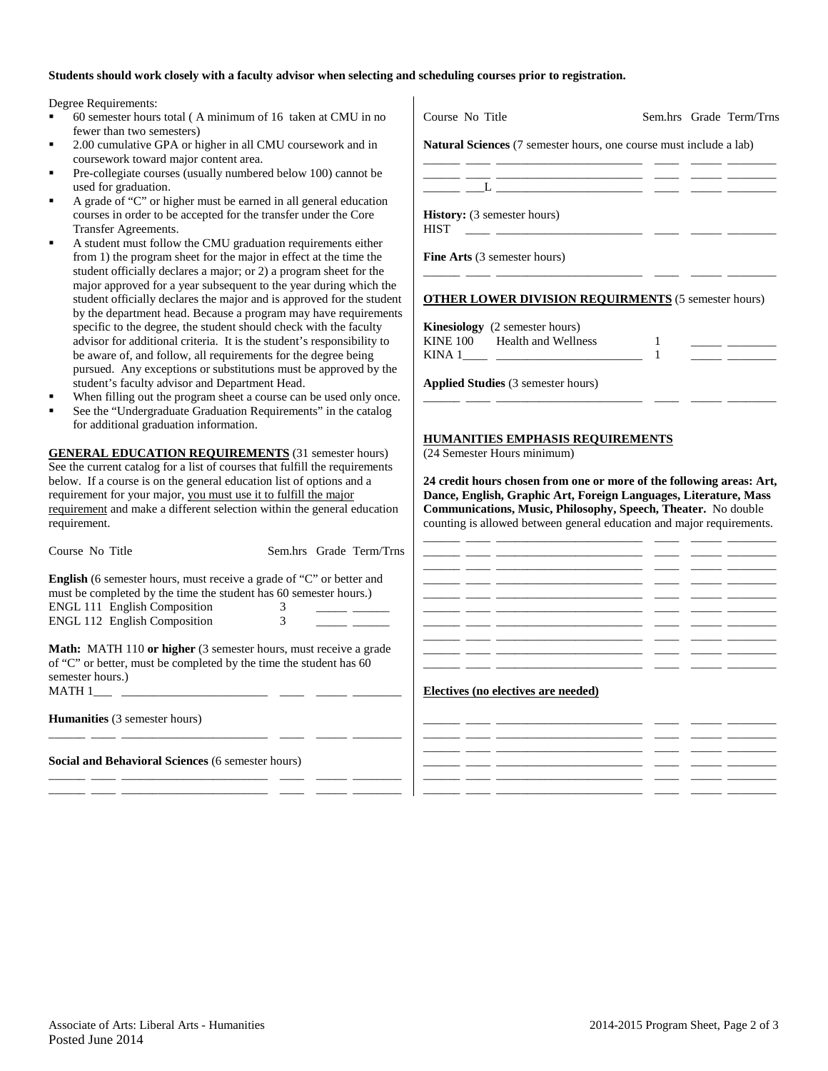**Students should work closely with a faculty advisor when selecting and scheduling courses prior to registration.**

Degree Requirements:

- 60 semester hours total ( A minimum of 16 taken at CMU in no fewer than two semesters)
- 2.00 cumulative GPA or higher in all CMU coursework and in coursework toward major content area.
- Pre-collegiate courses (usually numbered below 100) cannot be used for graduation.
- A grade of "C" or higher must be earned in all general education courses in order to be accepted for the transfer under the Core Transfer Agreements.
- A student must follow the CMU graduation requirements either from 1) the program sheet for the major in effect at the time the student officially declares a major; or 2) a program sheet for the major approved for a year subsequent to the year during which the student officially declares the major and is approved for the student by the department head. Because a program may have requirements specific to the degree, the student should check with the faculty advisor for additional criteria. It is the student's responsibility to be aware of, and follow, all requirements for the degree being pursued. Any exceptions or substitutions must be approved by the student's faculty advisor and Department Head.
- When filling out the program sheet a course can be used only once.
- See the "Undergraduate Graduation Requirements" in the catalog for additional graduation information.

**GENERAL EDUCATION REQUIREMENTS** (31 semester hours) See the current catalog for a list of courses that fulfill the requirements below. If a course is on the general education list of options and a requirement for your major, you must use it to fulfill the major requirement and make a different selection within the general education requirement.

| Course | No | Title | Sem.hrs | Grade | Term/Trns |
|---|---|---|---|---|---|
| **English** (6 semester hours, must receive a grade of "C" or better and must be completed by the time the student has 60 semester hours.) | | | | | |
| ENGL | 111 | English Composition | 3 | | |
| ENGL | 112 | English Composition | 3 | | |
| **Math:** MATH 110 **or higher** (3 semester hours, must receive a grade of "C" or better, must be completed by the time the student has 60 semester hours.) | | | | | |
| MATH | 1___ | | | | |
| **Humanities** (3 semester hours) | | | | | |
| | | | | | |
| **Social and Behavioral Sciences** (6 semester hours) | | | | | |
| | | | | | |
| | | | | | |
| **Natural Sciences** (7 semester hours, one course must include a lab) | | | | | |
| | | | | | |
| | ___L | | | | |
| **History:** (3 semester hours) | | | | | |
| HIST | | | | | |
| **Fine Arts** (3 semester hours) | | | | | |
| | | | | | |

**OTHER LOWER DIVISION REQUIRMENTS** (5 semester hours)

| Course | No | Title | Sem.hrs | Grade | Term/Trns |
|---|---|---|---|---|---|
| **Kinesiology** (2 semester hours) | | | | | |
| KINE | 100 | Health and Wellness | 1 | | |
| KINA | 1____ | | 1 | | |
| **Applied Studies** (3 semester hours) | | | | | |
| | | | | | |

**HUMANITIES EMPHASIS REQUIREMENTS**
(24 Semester Hours minimum)

**24 credit hours chosen from one or more of the following areas: Art, Dance, English, Graphic Art, Foreign Languages, Literature, Mass Communications, Music, Philosophy, Speech, Theater.** No double counting is allowed between general education and major requirements.

| Course | No | Title | Sem.hrs | Grade | Term/Trns |
|---|---|---|---|---|---|
| | | | | | |
| | | | | | |
| | | | | | |
| | | | | | |
| | | | | | |
| | | | | | |
| | | | | | |
| | | | | | |
| | | | | | |

**Electives (no electives are needed)**

| Course | No | Title | Sem.hrs | Grade | Term/Trns |
|---|---|---|---|---|---|
| | | | | | |
| | | | | | |
| | | | | | |
| | | | | | |
| | | | | | |
| | | | | | |

Associate of Arts: Liberal Arts - Humanities
Posted June 2014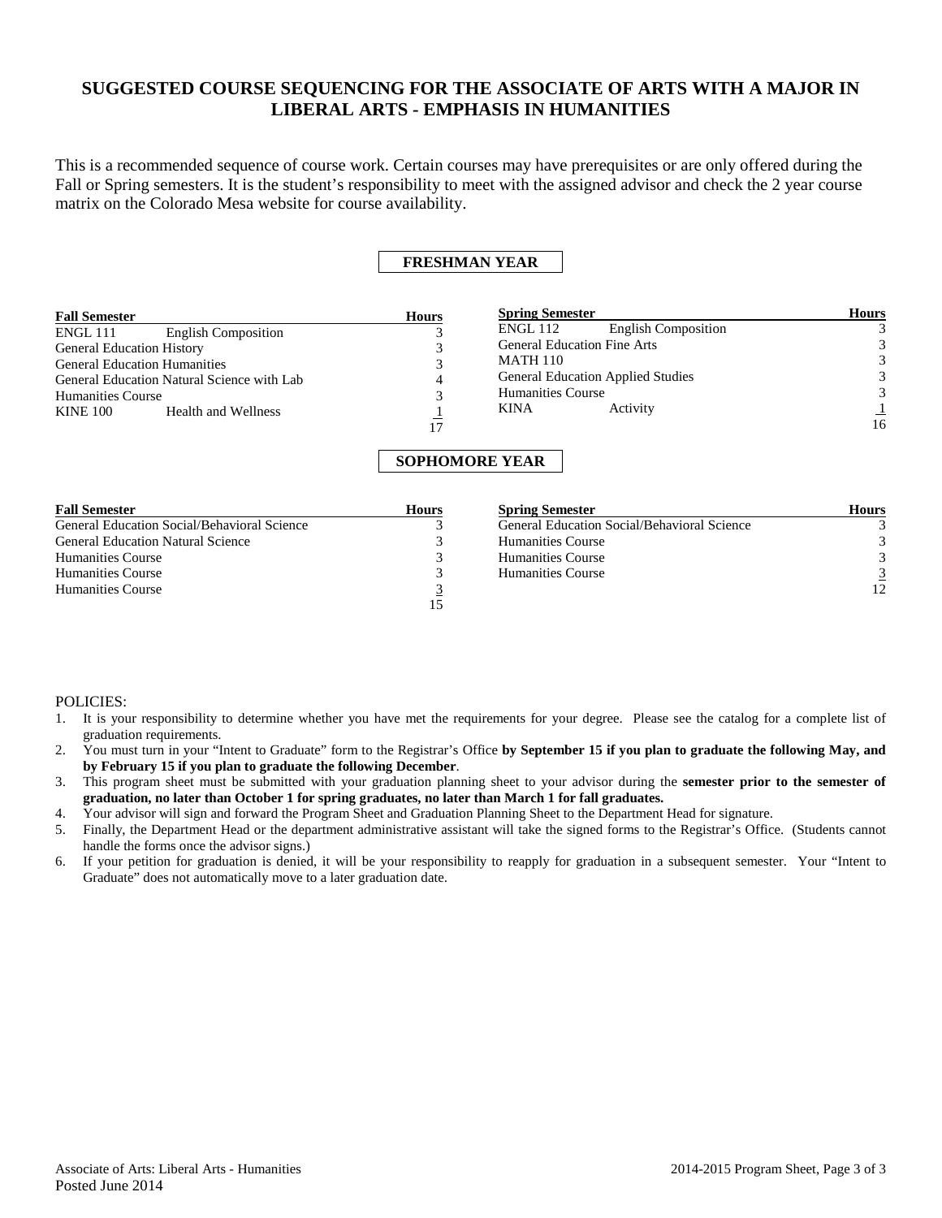# SUGGESTED COURSE SEQUENCING FOR THE ASSOCIATE OF ARTS WITH A MAJOR IN LIBERAL ARTS - EMPHASIS IN HUMANITIES

This is a recommended sequence of course work. Certain courses may have prerequisites or are only offered during the Fall or Spring semesters. It is the student's responsibility to meet with the assigned advisor and check the 2 year course matrix on the Colorado Mesa website for course availability.

## FRESHMAN YEAR

| Fall Semester | | Hours |
|---|---|---|
| ENGL 111 | English Composition | 3 |
| General Education History | | 3 |
| General Education Humanities | | 3 |
| General Education Natural Science with Lab | | 4 |
| Humanities Course | | 3 |
| KINE 100 | Health and Wellness | 1 |
| | | 17 |

| Spring Semester | | Hours |
|---|---|---|
| ENGL 112 | English Composition | 3 |
| General Education Fine Arts | | 3 |
| MATH 110 | | 3 |
| General Education Applied Studies | | 3 |
| Humanities Course | | 3 |
| KINA | Activity | 1 |
| | | 16 |

## SOPHOMORE YEAR

| Fall Semester | Hours |
|---|---|
| General Education Social/Behavioral Science | 3 |
| General Education Natural Science | 3 |
| Humanities Course | 3 |
| Humanities Course | 3 |
| Humanities Course | 3 |
| | 15 |

| Spring Semester | Hours |
|---|---|
| General Education Social/Behavioral Science | 3 |
| Humanities Course | 3 |
| Humanities Course | 3 |
| Humanities Course | 3 |
| | 12 |

POLICIES:

1. It is your responsibility to determine whether you have met the requirements for your degree. Please see the catalog for a complete list of graduation requirements.
2. You must turn in your "Intent to Graduate" form to the Registrar's Office **by September 15 if you plan to graduate the following May, and by February 15 if you plan to graduate the following December**.
3. This program sheet must be submitted with your graduation planning sheet to your advisor during the **semester prior to the semester of graduation, no later than October 1 for spring graduates, no later than March 1 for fall graduates.**
4. Your advisor will sign and forward the Program Sheet and Graduation Planning Sheet to the Department Head for signature.
5. Finally, the Department Head or the department administrative assistant will take the signed forms to the Registrar's Office. (Students cannot handle the forms once the advisor signs.)
6. If your petition for graduation is denied, it will be your responsibility to reapply for graduation in a subsequent semester. Your "Intent to Graduate" does not automatically move to a later graduation date.

Associate of Arts: Liberal Arts - Humanities
Posted June 2014